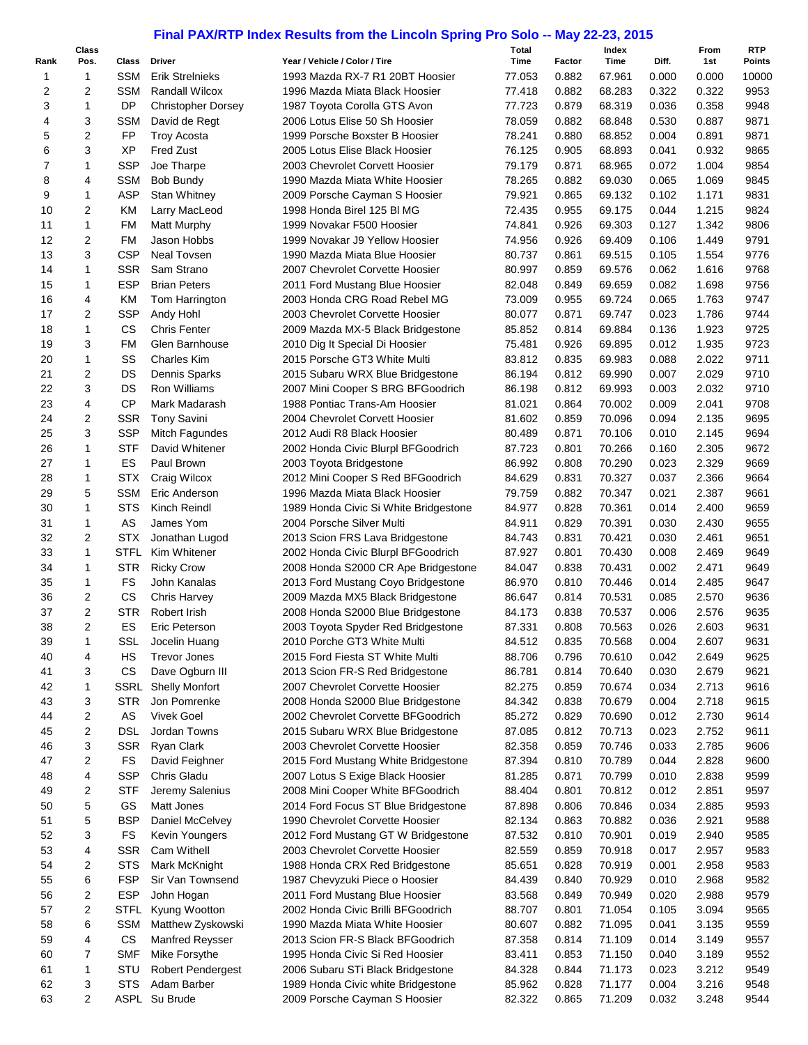# Final PAX/RTP Index Results from the Lincoln Spring Pro Solo -- May 22-23, 2015

| Rank | Class Pos. | Class | Driver | Year / Vehicle / Color / Tire | Total Time | Factor | Index Time | Diff. | From 1st | RTP Points |
|---|---|---|---|---|---|---|---|---|---|---|
| 1 | 1 | SSM | Erik Strelnieks | 1993 Mazda RX-7 R1 20BT Hoosier | 77.053 | 0.882 | 67.961 | 0.000 | 0.000 | 10000 |
| 2 | 2 | SSM | Randall Wilcox | 1996 Mazda Miata Black Hoosier | 77.418 | 0.882 | 68.283 | 0.322 | 0.322 | 9953 |
| 3 | 1 | DP | Christopher Dorsey | 1987 Toyota Corolla GTS Avon | 77.723 | 0.879 | 68.319 | 0.036 | 0.358 | 9948 |
| 4 | 3 | SSM | David de Regt | 2006 Lotus Elise 50 Sh Hoosier | 78.059 | 0.882 | 68.848 | 0.530 | 0.887 | 9871 |
| 5 | 2 | FP | Troy Acosta | 1999 Porsche Boxster B Hoosier | 78.241 | 0.880 | 68.852 | 0.004 | 0.891 | 9871 |
| 6 | 3 | XP | Fred Zust | 2005 Lotus Elise Black Hoosier | 76.125 | 0.905 | 68.893 | 0.041 | 0.932 | 9865 |
| 7 | 1 | SSP | Joe Tharpe | 2003 Chevrolet Corvett Hoosier | 79.179 | 0.871 | 68.965 | 0.072 | 1.004 | 9854 |
| 8 | 4 | SSM | Bob Bundy | 1990 Mazda Miata White Hoosier | 78.265 | 0.882 | 69.030 | 0.065 | 1.069 | 9845 |
| 9 | 1 | ASP | Stan Whitney | 2009 Porsche Cayman S Hoosier | 79.921 | 0.865 | 69.132 | 0.102 | 1.171 | 9831 |
| 10 | 2 | KM | Larry MacLeod | 1998 Honda Birel 125 Bl MG | 72.435 | 0.955 | 69.175 | 0.044 | 1.215 | 9824 |
| 11 | 1 | FM | Matt Murphy | 1999 Novakar F500 Hoosier | 74.841 | 0.926 | 69.303 | 0.127 | 1.342 | 9806 |
| 12 | 2 | FM | Jason Hobbs | 1999 Novakar J9 Yellow Hoosier | 74.956 | 0.926 | 69.409 | 0.106 | 1.449 | 9791 |
| 13 | 3 | CSP | Neal Tovsen | 1990 Mazda Miata Blue Hoosier | 80.737 | 0.861 | 69.515 | 0.105 | 1.554 | 9776 |
| 14 | 1 | SSR | Sam Strano | 2007 Chevrolet Corvette Hoosier | 80.997 | 0.859 | 69.576 | 0.062 | 1.616 | 9768 |
| 15 | 1 | ESP | Brian Peters | 2011 Ford Mustang Blue Hoosier | 82.048 | 0.849 | 69.659 | 0.082 | 1.698 | 9756 |
| 16 | 4 | KM | Tom Harrington | 2003 Honda CRG Road Rebel MG | 73.009 | 0.955 | 69.724 | 0.065 | 1.763 | 9747 |
| 17 | 2 | SSP | Andy Hohl | 2003 Chevrolet Corvette Hoosier | 80.077 | 0.871 | 69.747 | 0.023 | 1.786 | 9744 |
| 18 | 1 | CS | Chris Fenter | 2009 Mazda MX-5 Black Bridgestone | 85.852 | 0.814 | 69.884 | 0.136 | 1.923 | 9725 |
| 19 | 3 | FM | Glen Barnhouse | 2010 Dig It Special Di Hoosier | 75.481 | 0.926 | 69.895 | 0.012 | 1.935 | 9723 |
| 20 | 1 | SS | Charles Kim | 2015 Porsche GT3 White Multi | 83.812 | 0.835 | 69.983 | 0.088 | 2.022 | 9711 |
| 21 | 2 | DS | Dennis Sparks | 2015 Subaru WRX Blue Bridgestone | 86.194 | 0.812 | 69.990 | 0.007 | 2.029 | 9710 |
| 22 | 3 | DS | Ron Williams | 2007 Mini Cooper S BRG BFGoodrich | 86.198 | 0.812 | 69.993 | 0.003 | 2.032 | 9710 |
| 23 | 4 | CP | Mark Madarash | 1988 Pontiac Trans-Am Hoosier | 81.021 | 0.864 | 70.002 | 0.009 | 2.041 | 9708 |
| 24 | 2 | SSR | Tony Savini | 2004 Chevrolet Corvett Hoosier | 81.602 | 0.859 | 70.096 | 0.094 | 2.135 | 9695 |
| 25 | 3 | SSP | Mitch Fagundes | 2012 Audi R8 Black Hoosier | 80.489 | 0.871 | 70.106 | 0.010 | 2.145 | 9694 |
| 26 | 1 | STF | David Whitener | 2002 Honda Civic Blurpl BFGoodrich | 87.723 | 0.801 | 70.266 | 0.160 | 2.305 | 9672 |
| 27 | 1 | ES | Paul Brown | 2003 Toyota Bridgestone | 86.992 | 0.808 | 70.290 | 0.023 | 2.329 | 9669 |
| 28 | 1 | STX | Craig Wilcox | 2012 Mini Cooper S Red BFGoodrich | 84.629 | 0.831 | 70.327 | 0.037 | 2.366 | 9664 |
| 29 | 5 | SSM | Eric Anderson | 1996 Mazda Miata Black Hoosier | 79.759 | 0.882 | 70.347 | 0.021 | 2.387 | 9661 |
| 30 | 1 | STS | Kinch Reindl | 1989 Honda Civic Si White Bridgestone | 84.977 | 0.828 | 70.361 | 0.014 | 2.400 | 9659 |
| 31 | 1 | AS | James Yom | 2004 Porsche Silver Multi | 84.911 | 0.829 | 70.391 | 0.030 | 2.430 | 9655 |
| 32 | 2 | STX | Jonathan Lugod | 2013 Scion FRS Lava Bridgestone | 84.743 | 0.831 | 70.421 | 0.030 | 2.461 | 9651 |
| 33 | 1 | STFL | Kim Whitener | 2002 Honda Civic Blurpl BFGoodrich | 87.927 | 0.801 | 70.430 | 0.008 | 2.469 | 9649 |
| 34 | 1 | STR | Ricky Crow | 2008 Honda S2000 CR Ape Bridgestone | 84.047 | 0.838 | 70.431 | 0.002 | 2.471 | 9649 |
| 35 | 1 | FS | John Kanalas | 2013 Ford Mustang Coyo Bridgestone | 86.970 | 0.810 | 70.446 | 0.014 | 2.485 | 9647 |
| 36 | 2 | CS | Chris Harvey | 2009 Mazda MX5 Black Bridgestone | 86.647 | 0.814 | 70.531 | 0.085 | 2.570 | 9636 |
| 37 | 2 | STR | Robert Irish | 2008 Honda S2000 Blue Bridgestone | 84.173 | 0.838 | 70.537 | 0.006 | 2.576 | 9635 |
| 38 | 2 | ES | Eric Peterson | 2003 Toyota Spyder Red Bridgestone | 87.331 | 0.808 | 70.563 | 0.026 | 2.603 | 9631 |
| 39 | 1 | SSL | Jocelin Huang | 2010 Porche GT3 White Multi | 84.512 | 0.835 | 70.568 | 0.004 | 2.607 | 9631 |
| 40 | 4 | HS | Trevor Jones | 2015 Ford Fiesta ST White Multi | 88.706 | 0.796 | 70.610 | 0.042 | 2.649 | 9625 |
| 41 | 3 | CS | Dave Ogburn III | 2013 Scion FR-S Red Bridgestone | 86.781 | 0.814 | 70.640 | 0.030 | 2.679 | 9621 |
| 42 | 1 | SSRL | Shelly Monfort | 2007 Chevrolet Corvette Hoosier | 82.275 | 0.859 | 70.674 | 0.034 | 2.713 | 9616 |
| 43 | 3 | STR | Jon Pomrenke | 2008 Honda S2000 Blue Bridgestone | 84.342 | 0.838 | 70.679 | 0.004 | 2.718 | 9615 |
| 44 | 2 | AS | Vivek Goel | 2002 Chevrolet Corvette BFGoodrich | 85.272 | 0.829 | 70.690 | 0.012 | 2.730 | 9614 |
| 45 | 2 | DSL | Jordan Towns | 2015 Subaru WRX Blue Bridgestone | 87.085 | 0.812 | 70.713 | 0.023 | 2.752 | 9611 |
| 46 | 3 | SSR | Ryan Clark | 2003 Chevrolet Corvette Hoosier | 82.358 | 0.859 | 70.746 | 0.033 | 2.785 | 9606 |
| 47 | 2 | FS | David Feighner | 2015 Ford Mustang White Bridgestone | 87.394 | 0.810 | 70.789 | 0.044 | 2.828 | 9600 |
| 48 | 4 | SSP | Chris Gladu | 2007 Lotus S Exige Black Hoosier | 81.285 | 0.871 | 70.799 | 0.010 | 2.838 | 9599 |
| 49 | 2 | STF | Jeremy Salenius | 2008 Mini Cooper White BFGoodrich | 88.404 | 0.801 | 70.812 | 0.012 | 2.851 | 9597 |
| 50 | 5 | GS | Matt Jones | 2014 Ford Focus ST Blue Bridgestone | 87.898 | 0.806 | 70.846 | 0.034 | 2.885 | 9593 |
| 51 | 5 | BSP | Daniel McCelvey | 1990 Chevrolet Corvette Hoosier | 82.134 | 0.863 | 70.882 | 0.036 | 2.921 | 9588 |
| 52 | 3 | FS | Kevin Youngers | 2012 Ford Mustang GT W Bridgestone | 87.532 | 0.810 | 70.901 | 0.019 | 2.940 | 9585 |
| 53 | 4 | SSR | Cam Withell | 2003 Chevrolet Corvette Hoosier | 82.559 | 0.859 | 70.918 | 0.017 | 2.957 | 9583 |
| 54 | 2 | STS | Mark McKnight | 1988 Honda CRX Red Bridgestone | 85.651 | 0.828 | 70.919 | 0.001 | 2.958 | 9583 |
| 55 | 6 | FSP | Sir Van Townsend | 1987 Chevyzuki Piece o Hoosier | 84.439 | 0.840 | 70.929 | 0.010 | 2.968 | 9582 |
| 56 | 2 | ESP | John Hogan | 2011 Ford Mustang Blue Hoosier | 83.568 | 0.849 | 70.949 | 0.020 | 2.988 | 9579 |
| 57 | 2 | STFL | Kyung Wootton | 2002 Honda Civic Brilli BFGoodrich | 88.707 | 0.801 | 71.054 | 0.105 | 3.094 | 9565 |
| 58 | 6 | SSM | Matthew Zyskowski | 1990 Mazda Miata White Hoosier | 80.607 | 0.882 | 71.095 | 0.041 | 3.135 | 9559 |
| 59 | 4 | CS | Manfred Reysser | 2013 Scion FR-S Black BFGoodrich | 87.358 | 0.814 | 71.109 | 0.014 | 3.149 | 9557 |
| 60 | 7 | SMF | Mike Forsythe | 1995 Honda Civic Si Red Hoosier | 83.411 | 0.853 | 71.150 | 0.040 | 3.189 | 9552 |
| 61 | 1 | STU | Robert Pendergest | 2006 Subaru STi Black Bridgestone | 84.328 | 0.844 | 71.173 | 0.023 | 3.212 | 9549 |
| 62 | 3 | STS | Adam Barber | 1989 Honda Civic white Bridgestone | 85.962 | 0.828 | 71.177 | 0.004 | 3.216 | 9548 |
| 63 | 2 | ASPL | Su Brude | 2009 Porsche Cayman S Hoosier | 82.322 | 0.865 | 71.209 | 0.032 | 3.248 | 9544 |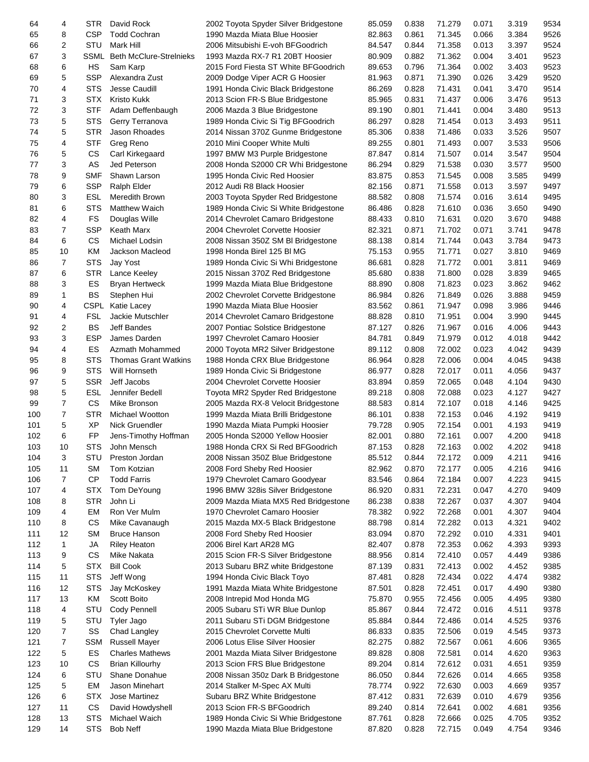| | | | | | | | | | | |
|---|---|---|---|---|---|---|---|---|---|---|
| 64 | 4 | STR | David Rock | 2002 Toyota Spyder Silver Bridgestone | 85.059 | 0.838 | 71.279 | 0.071 | 3.319 | 9534 |
| 65 | 8 | CSP | Todd Cochran | 1990 Mazda Miata Blue Hoosier | 82.863 | 0.861 | 71.345 | 0.066 | 3.384 | 9526 |
| 66 | 2 | STU | Mark Hill | 2006 Mitsubishi E-voh BFGoodrich | 84.547 | 0.844 | 71.358 | 0.013 | 3.397 | 9524 |
| 67 | 3 | SSML | Beth McClure-Strelnieks | 1993 Mazda RX-7 R1 20BT Hoosier | 80.909 | 0.882 | 71.362 | 0.004 | 3.401 | 9523 |
| 68 | 6 | HS | Sam Karp | 2015 Ford Fiesta ST White BFGoodrich | 89.653 | 0.796 | 71.364 | 0.002 | 3.403 | 9523 |
| 69 | 5 | SSP | Alexandra Zust | 2009 Dodge Viper ACR G Hoosier | 81.963 | 0.871 | 71.390 | 0.026 | 3.429 | 9520 |
| 70 | 4 | STS | Jesse Caudill | 1991 Honda Civic Black Bridgestone | 86.269 | 0.828 | 71.431 | 0.041 | 3.470 | 9514 |
| 71 | 3 | STX | Kristo Kukk | 2013 Scion FR-S Blue Bridgestone | 85.965 | 0.831 | 71.437 | 0.006 | 3.476 | 9513 |
| 72 | 3 | STF | Adam Deffenbaugh | 2006 Mazda 3 Blue Bridgestone | 89.190 | 0.801 | 71.441 | 0.004 | 3.480 | 9513 |
| 73 | 5 | STS | Gerry Terranova | 1989 Honda Civic Si Tig BFGoodrich | 86.297 | 0.828 | 71.454 | 0.013 | 3.493 | 9511 |
| 74 | 5 | STR | Jason Rhoades | 2014 Nissan 370Z Gunme Bridgestone | 85.306 | 0.838 | 71.486 | 0.033 | 3.526 | 9507 |
| 75 | 4 | STF | Greg Reno | 2010 Mini Cooper White Multi | 89.255 | 0.801 | 71.493 | 0.007 | 3.533 | 9506 |
| 76 | 5 | CS | Carl Kirkegaard | 1997 BMW M3 Purple Bridgestone | 87.847 | 0.814 | 71.507 | 0.014 | 3.547 | 9504 |
| 77 | 3 | AS | Jed Peterson | 2008 Honda S2000 CR Whi Bridgestone | 86.294 | 0.829 | 71.538 | 0.030 | 3.577 | 9500 |
| 78 | 9 | SMF | Shawn Larson | 1995 Honda Civic Red Hoosier | 83.875 | 0.853 | 71.545 | 0.008 | 3.585 | 9499 |
| 79 | 6 | SSP | Ralph Elder | 2012 Audi R8 Black Hoosier | 82.156 | 0.871 | 71.558 | 0.013 | 3.597 | 9497 |
| 80 | 3 | ESL | Meredith Brown | 2003 Toyota Spyder Red Bridgestone | 88.582 | 0.808 | 71.574 | 0.016 | 3.614 | 9495 |
| 81 | 6 | STS | Matthew Waich | 1989 Honda Civic Si White Bridgestone | 86.486 | 0.828 | 71.610 | 0.036 | 3.650 | 9490 |
| 82 | 4 | FS | Douglas Wille | 2014 Chevrolet Camaro Bridgestone | 88.433 | 0.810 | 71.631 | 0.020 | 3.670 | 9488 |
| 83 | 7 | SSP | Keath Marx | 2004 Chevrolet Corvette Hoosier | 82.321 | 0.871 | 71.702 | 0.071 | 3.741 | 9478 |
| 84 | 6 | CS | Michael Lodsin | 2008 Nissan 350Z SM Bl Bridgestone | 88.138 | 0.814 | 71.744 | 0.043 | 3.784 | 9473 |
| 85 | 10 | KM | Jackson Macleod | 1998 Honda Birel 125 Bl MG | 75.153 | 0.955 | 71.771 | 0.027 | 3.810 | 9469 |
| 86 | 7 | STS | Jay Yost | 1989 Honda Civic Si Whi Bridgestone | 86.681 | 0.828 | 71.772 | 0.001 | 3.811 | 9469 |
| 87 | 6 | STR | Lance Keeley | 2015 Nissan 370Z Red Bridgestone | 85.680 | 0.838 | 71.800 | 0.028 | 3.839 | 9465 |
| 88 | 3 | ES | Bryan Hertweck | 1999 Mazda Miata Blue Bridgestone | 88.890 | 0.808 | 71.823 | 0.023 | 3.862 | 9462 |
| 89 | 1 | BS | Stephen Hui | 2002 Chevrolet Corvette Bridgestone | 86.984 | 0.826 | 71.849 | 0.026 | 3.888 | 9459 |
| 90 | 4 | CSPL | Katie Lacey | 1990 Mazda Miata Blue Hoosier | 83.562 | 0.861 | 71.947 | 0.098 | 3.986 | 9446 |
| 91 | 4 | FSL | Jackie Mutschler | 2014 Chevrolet Camaro Bridgestone | 88.828 | 0.810 | 71.951 | 0.004 | 3.990 | 9445 |
| 92 | 2 | BS | Jeff Bandes | 2007 Pontiac Solstice Bridgestone | 87.127 | 0.826 | 71.967 | 0.016 | 4.006 | 9443 |
| 93 | 3 | ESP | James Darden | 1997 Chevrolet Camaro Hoosier | 84.781 | 0.849 | 71.979 | 0.012 | 4.018 | 9442 |
| 94 | 4 | ES | Azmath Mohammed | 2000 Toyota MR2 Silver Bridgestone | 89.112 | 0.808 | 72.002 | 0.023 | 4.042 | 9439 |
| 95 | 8 | STS | Thomas Grant Watkins | 1988 Honda CRX Blue Bridgestone | 86.964 | 0.828 | 72.006 | 0.004 | 4.045 | 9438 |
| 96 | 9 | STS | Will Hornseth | 1989 Honda Civic Si Bridgestone | 86.977 | 0.828 | 72.017 | 0.011 | 4.056 | 9437 |
| 97 | 5 | SSR | Jeff Jacobs | 2004 Chevrolet Corvette Hoosier | 83.894 | 0.859 | 72.065 | 0.048 | 4.104 | 9430 |
| 98 | 5 | ESL | Jennifer Bedell | Toyota MR2 Spyder Red Bridgestone | 89.218 | 0.808 | 72.088 | 0.023 | 4.127 | 9427 |
| 99 | 7 | CS | Mike Bronson | 2005 Mazda RX-8 Velocit Bridgestone | 88.583 | 0.814 | 72.107 | 0.018 | 4.146 | 9425 |
| 100 | 7 | STR | Michael Wootton | 1999 Mazda Miata Brilli Bridgestone | 86.101 | 0.838 | 72.153 | 0.046 | 4.192 | 9419 |
| 101 | 5 | XP | Nick Gruendler | 1990 Mazda Miata Pumpki Hoosier | 79.728 | 0.905 | 72.154 | 0.001 | 4.193 | 9419 |
| 102 | 6 | FP | Jens-Timothy Hoffman | 2005 Honda S2000 Yellow Hoosier | 82.001 | 0.880 | 72.161 | 0.007 | 4.200 | 9418 |
| 103 | 10 | STS | John Mensch | 1988 Honda CRX Si Red BFGoodrich | 87.153 | 0.828 | 72.163 | 0.002 | 4.202 | 9418 |
| 104 | 3 | STU | Preston Jordan | 2008 Nissan 350Z Blue Bridgestone | 85.512 | 0.844 | 72.172 | 0.009 | 4.211 | 9416 |
| 105 | 11 | SM | Tom Kotzian | 2008 Ford Sheby Red Hoosier | 82.962 | 0.870 | 72.177 | 0.005 | 4.216 | 9416 |
| 106 | 7 | CP | Todd Farris | 1979 Chevrolet Camaro Goodyear | 83.546 | 0.864 | 72.184 | 0.007 | 4.223 | 9415 |
| 107 | 4 | STX | Tom DeYoung | 1996 BMW 328is Silver Bridgestone | 86.920 | 0.831 | 72.231 | 0.047 | 4.270 | 9409 |
| 108 | 8 | STR | John Li | 2009 Mazda Miata MX5 Red Bridgestone | 86.238 | 0.838 | 72.267 | 0.037 | 4.307 | 9404 |
| 109 | 4 | EM | Ron Ver Mulm | 1970 Chevrolet Camaro Hoosier | 78.382 | 0.922 | 72.268 | 0.001 | 4.307 | 9404 |
| 110 | 8 | CS | Mike Cavanaugh | 2015 Mazda MX-5 Black Bridgestone | 88.798 | 0.814 | 72.282 | 0.013 | 4.321 | 9402 |
| 111 | 12 | SM | Bruce Hanson | 2008 Ford Sheby Red Hoosier | 83.094 | 0.870 | 72.292 | 0.010 | 4.331 | 9401 |
| 112 | 1 | JA | Riley Heaton | 2006 Birel Kart AR28 MG | 82.407 | 0.878 | 72.353 | 0.062 | 4.393 | 9393 |
| 113 | 9 | CS | Mike Nakata | 2015 Scion FR-S Silver Bridgestone | 88.956 | 0.814 | 72.410 | 0.057 | 4.449 | 9386 |
| 114 | 5 | STX | Bill Cook | 2013 Subaru BRZ white Bridgestone | 87.139 | 0.831 | 72.413 | 0.002 | 4.452 | 9385 |
| 115 | 11 | STS | Jeff Wong | 1994 Honda Civic Black Toyo | 87.481 | 0.828 | 72.434 | 0.022 | 4.474 | 9382 |
| 116 | 12 | STS | Jay McKoskey | 1991 Mazda Miata White Bridgestone | 87.501 | 0.828 | 72.451 | 0.017 | 4.490 | 9380 |
| 117 | 13 | KM | Scott Boito | 2008 Intrepid Mod Honda MG | 75.870 | 0.955 | 72.456 | 0.005 | 4.495 | 9380 |
| 118 | 4 | STU | Cody Pennell | 2005 Subaru STi WR Blue Dunlop | 85.867 | 0.844 | 72.472 | 0.016 | 4.511 | 9378 |
| 119 | 5 | STU | Tyler Jago | 2011 Subaru STi DGM Bridgestone | 85.884 | 0.844 | 72.486 | 0.014 | 4.525 | 9376 |
| 120 | 7 | SS | Chad Langley | 2015 Chevrolet Corvette Multi | 86.833 | 0.835 | 72.506 | 0.019 | 4.545 | 9373 |
| 121 | 7 | SSM | Russell Mayer | 2006 Lotus Elise Silver Hoosier | 82.275 | 0.882 | 72.567 | 0.061 | 4.606 | 9365 |
| 122 | 5 | ES | Charles Mathews | 2001 Mazda Miata Silver Bridgestone | 89.828 | 0.808 | 72.581 | 0.014 | 4.620 | 9363 |
| 123 | 10 | CS | Brian Killourhy | 2013 Scion FRS Blue Bridgestone | 89.204 | 0.814 | 72.612 | 0.031 | 4.651 | 9359 |
| 124 | 6 | STU | Shane Donahue | 2008 Nissan 350z Dark B Bridgestone | 86.050 | 0.844 | 72.626 | 0.014 | 4.665 | 9358 |
| 125 | 5 | EM | Jason Minehart | 2014 Stalker M-Spec AX Multi | 78.774 | 0.922 | 72.630 | 0.003 | 4.669 | 9357 |
| 126 | 6 | STX | Jose Martinez | Subaru BRZ White Bridgestone | 87.412 | 0.831 | 72.639 | 0.010 | 4.679 | 9356 |
| 127 | 11 | CS | David Howdyshell | 2013 Scion FR-S BFGoodrich | 89.240 | 0.814 | 72.641 | 0.002 | 4.681 | 9356 |
| 128 | 13 | STS | Michael Waich | 1989 Honda Civic Si Whie Bridgestone | 87.761 | 0.828 | 72.666 | 0.025 | 4.705 | 9352 |
| 129 | 14 | STS | Bob Neff | 1990 Mazda Miata Blue Bridgestone | 87.820 | 0.828 | 72.715 | 0.049 | 4.754 | 9346 |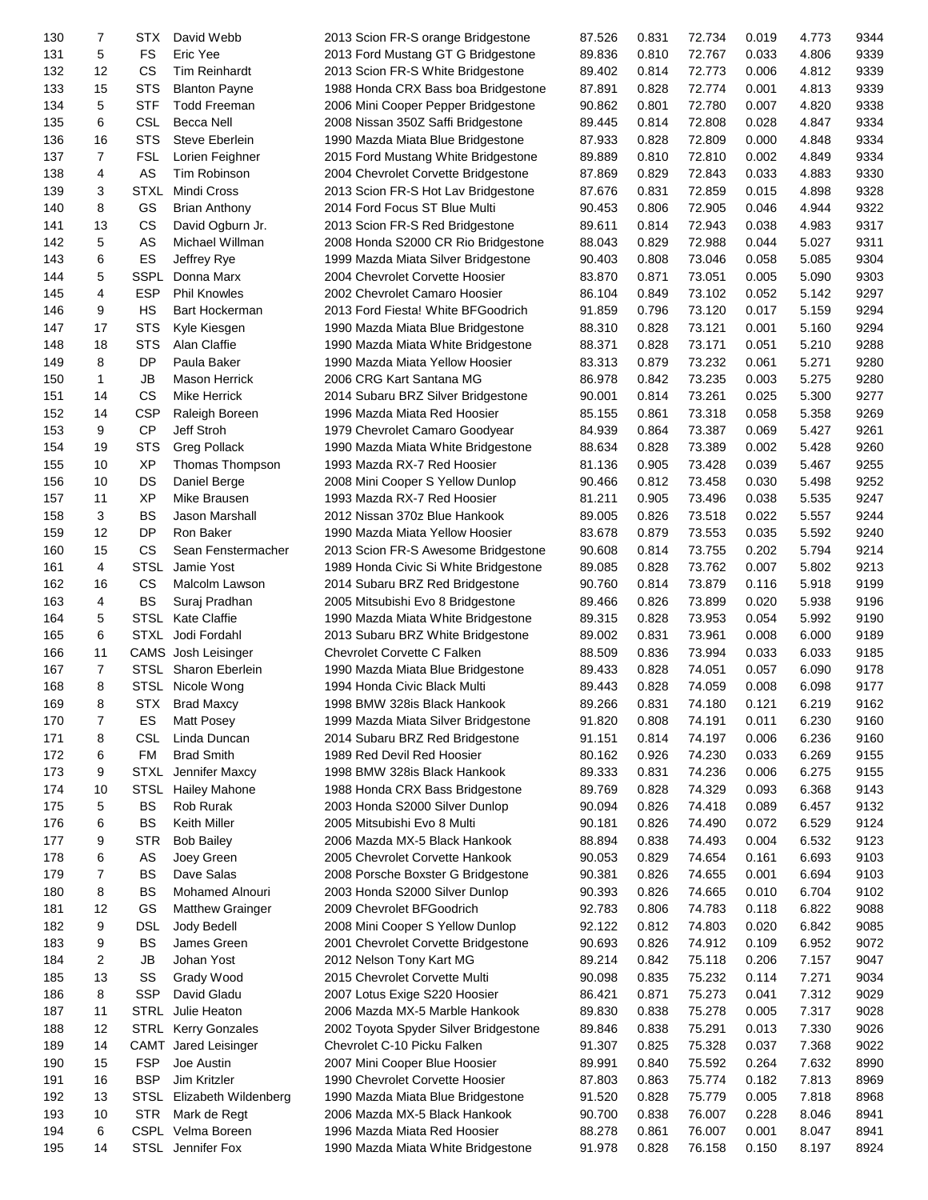| 130 | 7 | STX | David Webb | 2013 Scion FR-S orange Bridgestone | 87.526 | 0.831 | 72.734 | 0.019 | 4.773 | 9344 |
|---|---|---|---|---|---|---|---|---|---|---|
| 131 | 5 | FS | Eric Yee | 2013 Ford Mustang GT G Bridgestone | 89.836 | 0.810 | 72.767 | 0.033 | 4.806 | 9339 |
| 132 | 12 | CS | Tim Reinhardt | 2013 Scion FR-S White Bridgestone | 89.402 | 0.814 | 72.773 | 0.006 | 4.812 | 9339 |
| 133 | 15 | STS | Blanton Payne | 1988 Honda CRX Bass boa Bridgestone | 87.891 | 0.828 | 72.774 | 0.001 | 4.813 | 9339 |
| 134 | 5 | STF | Todd Freeman | 2006 Mini Cooper Pepper Bridgestone | 90.862 | 0.801 | 72.780 | 0.007 | 4.820 | 9338 |
| 135 | 6 | CSL | Becca Nell | 2008 Nissan 350Z Saffi Bridgestone | 89.445 | 0.814 | 72.808 | 0.028 | 4.847 | 9334 |
| 136 | 16 | STS | Steve Eberlein | 1990 Mazda Miata Blue Bridgestone | 87.933 | 0.828 | 72.809 | 0.000 | 4.848 | 9334 |
| 137 | 7 | FSL | Lorien Feighner | 2015 Ford Mustang White Bridgestone | 89.889 | 0.810 | 72.810 | 0.002 | 4.849 | 9334 |
| 138 | 4 | AS | Tim Robinson | 2004 Chevrolet Corvette Bridgestone | 87.869 | 0.829 | 72.843 | 0.033 | 4.883 | 9330 |
| 139 | 3 | STXL | Mindi Cross | 2013 Scion FR-S Hot Lav Bridgestone | 87.676 | 0.831 | 72.859 | 0.015 | 4.898 | 9328 |
| 140 | 8 | GS | Brian Anthony | 2014 Ford Focus ST Blue Multi | 90.453 | 0.806 | 72.905 | 0.046 | 4.944 | 9322 |
| 141 | 13 | CS | David Ogburn Jr. | 2013 Scion FR-S Red Bridgestone | 89.611 | 0.814 | 72.943 | 0.038 | 4.983 | 9317 |
| 142 | 5 | AS | Michael Willman | 2008 Honda S2000 CR Rio Bridgestone | 88.043 | 0.829 | 72.988 | 0.044 | 5.027 | 9311 |
| 143 | 6 | ES | Jeffrey Rye | 1999 Mazda Miata Silver Bridgestone | 90.403 | 0.808 | 73.046 | 0.058 | 5.085 | 9304 |
| 144 | 5 | SSPL | Donna Marx | 2004 Chevrolet Corvette Hoosier | 83.870 | 0.871 | 73.051 | 0.005 | 5.090 | 9303 |
| 145 | 4 | ESP | Phil Knowles | 2002 Chevrolet Camaro Hoosier | 86.104 | 0.849 | 73.102 | 0.052 | 5.142 | 9297 |
| 146 | 9 | HS | Bart Hockerman | 2013 Ford Fiesta! White BFGoodrich | 91.859 | 0.796 | 73.120 | 0.017 | 5.159 | 9294 |
| 147 | 17 | STS | Kyle Kiesgen | 1990 Mazda Miata Blue Bridgestone | 88.310 | 0.828 | 73.121 | 0.001 | 5.160 | 9294 |
| 148 | 18 | STS | Alan Claffie | 1990 Mazda Miata White Bridgestone | 88.371 | 0.828 | 73.171 | 0.051 | 5.210 | 9288 |
| 149 | 8 | DP | Paula Baker | 1990 Mazda Miata Yellow Hoosier | 83.313 | 0.879 | 73.232 | 0.061 | 5.271 | 9280 |
| 150 | 1 | JB | Mason Herrick | 2006 CRG Kart Santana MG | 86.978 | 0.842 | 73.235 | 0.003 | 5.275 | 9280 |
| 151 | 14 | CS | Mike Herrick | 2014 Subaru BRZ Silver Bridgestone | 90.001 | 0.814 | 73.261 | 0.025 | 5.300 | 9277 |
| 152 | 14 | CSP | Raleigh Boreen | 1996 Mazda Miata Red Hoosier | 85.155 | 0.861 | 73.318 | 0.058 | 5.358 | 9269 |
| 153 | 9 | CP | Jeff Stroh | 1979 Chevrolet Camaro Goodyear | 84.939 | 0.864 | 73.387 | 0.069 | 5.427 | 9261 |
| 154 | 19 | STS | Greg Pollack | 1990 Mazda Miata White Bridgestone | 88.634 | 0.828 | 73.389 | 0.002 | 5.428 | 9260 |
| 155 | 10 | XP | Thomas Thompson | 1993 Mazda RX-7 Red Hoosier | 81.136 | 0.905 | 73.428 | 0.039 | 5.467 | 9255 |
| 156 | 10 | DS | Daniel Berge | 2008 Mini Cooper S Yellow Dunlop | 90.466 | 0.812 | 73.458 | 0.030 | 5.498 | 9252 |
| 157 | 11 | XP | Mike Brausen | 1993 Mazda RX-7 Red Hoosier | 81.211 | 0.905 | 73.496 | 0.038 | 5.535 | 9247 |
| 158 | 3 | BS | Jason Marshall | 2012 Nissan 370z Blue Hankook | 89.005 | 0.826 | 73.518 | 0.022 | 5.557 | 9244 |
| 159 | 12 | DP | Ron Baker | 1990 Mazda Miata Yellow Hoosier | 83.678 | 0.879 | 73.553 | 0.035 | 5.592 | 9240 |
| 160 | 15 | CS | Sean Fenstermacher | 2013 Scion FR-S Awesome Bridgestone | 90.608 | 0.814 | 73.755 | 0.202 | 5.794 | 9214 |
| 161 | 4 | STSL | Jamie Yost | 1989 Honda Civic Si White Bridgestone | 89.085 | 0.828 | 73.762 | 0.007 | 5.802 | 9213 |
| 162 | 16 | CS | Malcolm Lawson | 2014 Subaru BRZ Red Bridgestone | 90.760 | 0.814 | 73.879 | 0.116 | 5.918 | 9199 |
| 163 | 4 | BS | Suraj Pradhan | 2005 Mitsubishi Evo 8 Bridgestone | 89.466 | 0.826 | 73.899 | 0.020 | 5.938 | 9196 |
| 164 | 5 | STSL | Kate Claffie | 1990 Mazda Miata White Bridgestone | 89.315 | 0.828 | 73.953 | 0.054 | 5.992 | 9190 |
| 165 | 6 | STXL | Jodi Fordahl | 2013 Subaru BRZ White Bridgestone | 89.002 | 0.831 | 73.961 | 0.008 | 6.000 | 9189 |
| 166 | 11 | CAMS | Josh Leisinger | Chevrolet Corvette C Falken | 88.509 | 0.836 | 73.994 | 0.033 | 6.033 | 9185 |
| 167 | 7 | STSL | Sharon Eberlein | 1990 Mazda Miata Blue Bridgestone | 89.433 | 0.828 | 74.051 | 0.057 | 6.090 | 9178 |
| 168 | 8 | STSL | Nicole Wong | 1994 Honda Civic Black Multi | 89.443 | 0.828 | 74.059 | 0.008 | 6.098 | 9177 |
| 169 | 8 | STX | Brad Maxcy | 1998 BMW 328is Black Hankook | 89.266 | 0.831 | 74.180 | 0.121 | 6.219 | 9162 |
| 170 | 7 | ES | Matt Posey | 1999 Mazda Miata Silver Bridgestone | 91.820 | 0.808 | 74.191 | 0.011 | 6.230 | 9160 |
| 171 | 8 | CSL | Linda Duncan | 2014 Subaru BRZ Red Bridgestone | 91.151 | 0.814 | 74.197 | 0.006 | 6.236 | 9160 |
| 172 | 6 | FM | Brad Smith | 1989 Red Devil Red Hoosier | 80.162 | 0.926 | 74.230 | 0.033 | 6.269 | 9155 |
| 173 | 9 | STXL | Jennifer Maxcy | 1998 BMW 328is Black Hankook | 89.333 | 0.831 | 74.236 | 0.006 | 6.275 | 9155 |
| 174 | 10 | STSL | Hailey Mahone | 1988 Honda CRX Bass Bridgestone | 89.769 | 0.828 | 74.329 | 0.093 | 6.368 | 9143 |
| 175 | 5 | BS | Rob Rurak | 2003 Honda S2000 Silver Dunlop | 90.094 | 0.826 | 74.418 | 0.089 | 6.457 | 9132 |
| 176 | 6 | BS | Keith Miller | 2005 Mitsubishi Evo 8 Multi | 90.181 | 0.826 | 74.490 | 0.072 | 6.529 | 9124 |
| 177 | 9 | STR | Bob Bailey | 2006 Mazda MX-5 Black Hankook | 88.894 | 0.838 | 74.493 | 0.004 | 6.532 | 9123 |
| 178 | 6 | AS | Joey Green | 2005 Chevrolet Corvette Hankook | 90.053 | 0.829 | 74.654 | 0.161 | 6.693 | 9103 |
| 179 | 7 | BS | Dave Salas | 2008 Porsche Boxster G Bridgestone | 90.381 | 0.826 | 74.655 | 0.001 | 6.694 | 9103 |
| 180 | 8 | BS | Mohamed Alnouri | 2003 Honda S2000 Silver Dunlop | 90.393 | 0.826 | 74.665 | 0.010 | 6.704 | 9102 |
| 181 | 12 | GS | Matthew Grainger | 2009 Chevrolet BFGoodrich | 92.783 | 0.806 | 74.783 | 0.118 | 6.822 | 9088 |
| 182 | 9 | DSL | Jody Bedell | 2008 Mini Cooper S Yellow Dunlop | 92.122 | 0.812 | 74.803 | 0.020 | 6.842 | 9085 |
| 183 | 9 | BS | James Green | 2001 Chevrolet Corvette Bridgestone | 90.693 | 0.826 | 74.912 | 0.109 | 6.952 | 9072 |
| 184 | 2 | JB | Johan Yost | 2012 Nelson Tony Kart MG | 89.214 | 0.842 | 75.118 | 0.206 | 7.157 | 9047 |
| 185 | 13 | SS | Grady Wood | 2015 Chevrolet Corvette Multi | 90.098 | 0.835 | 75.232 | 0.114 | 7.271 | 9034 |
| 186 | 8 | SSP | David Gladu | 2007 Lotus Exige S220 Hoosier | 86.421 | 0.871 | 75.273 | 0.041 | 7.312 | 9029 |
| 187 | 11 | STRL | Julie Heaton | 2006 Mazda MX-5 Marble Hankook | 89.830 | 0.838 | 75.278 | 0.005 | 7.317 | 9028 |
| 188 | 12 | STRL | Kerry Gonzales | 2002 Toyota Spyder Silver Bridgestone | 89.846 | 0.838 | 75.291 | 0.013 | 7.330 | 9026 |
| 189 | 14 | CAMT | Jared Leisinger | Chevrolet C-10 Picku Falken | 91.307 | 0.825 | 75.328 | 0.037 | 7.368 | 9022 |
| 190 | 15 | FSP | Joe Austin | 2007 Mini Cooper Blue Hoosier | 89.991 | 0.840 | 75.592 | 0.264 | 7.632 | 8990 |
| 191 | 16 | BSP | Jim Kritzler | 1990 Chevrolet Corvette Hoosier | 87.803 | 0.863 | 75.774 | 0.182 | 7.813 | 8969 |
| 192 | 13 | STSL | Elizabeth Wildenberg | 1990 Mazda Miata Blue Bridgestone | 91.520 | 0.828 | 75.779 | 0.005 | 7.818 | 8968 |
| 193 | 10 | STR | Mark de Regt | 2006 Mazda MX-5 Black Hankook | 90.700 | 0.838 | 76.007 | 0.228 | 8.046 | 8941 |
| 194 | 6 | CSPL | Velma Boreen | 1996 Mazda Miata Red Hoosier | 88.278 | 0.861 | 76.007 | 0.001 | 8.047 | 8941 |
| 195 | 14 | STSL | Jennifer Fox | 1990 Mazda Miata White Bridgestone | 91.978 | 0.828 | 76.158 | 0.150 | 8.197 | 8924 |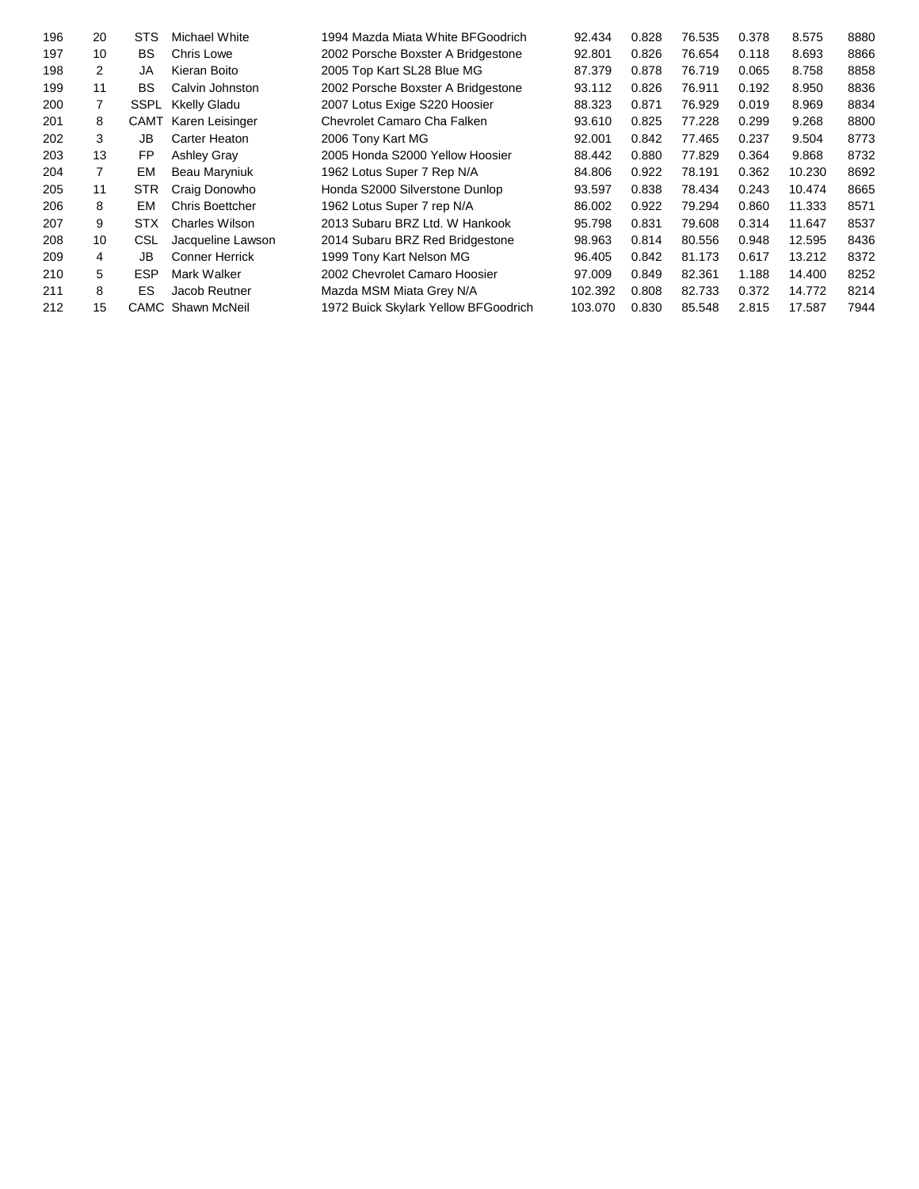| | | | | | | | | | | |
|---|---|---|---|---|---|---|---|---|---|---|
| 196 | 20 | STS | Michael White | 1994 Mazda Miata White BFGoodrich | 92.434 | 0.828 | 76.535 | 0.378 | 8.575 | 8880 |
| 197 | 10 | BS | Chris Lowe | 2002 Porsche Boxster A Bridgestone | 92.801 | 0.826 | 76.654 | 0.118 | 8.693 | 8866 |
| 198 | 2 | JA | Kieran Boito | 2005 Top Kart SL28 Blue MG | 87.379 | 0.878 | 76.719 | 0.065 | 8.758 | 8858 |
| 199 | 11 | BS | Calvin Johnston | 2002 Porsche Boxster A Bridgestone | 93.112 | 0.826 | 76.911 | 0.192 | 8.950 | 8836 |
| 200 | 7 | SSPL | Kkelly Gladu | 2007 Lotus Exige S220 Hoosier | 88.323 | 0.871 | 76.929 | 0.019 | 8.969 | 8834 |
| 201 | 8 | CAMT | Karen Leisinger | Chevrolet Camaro Cha Falken | 93.610 | 0.825 | 77.228 | 0.299 | 9.268 | 8800 |
| 202 | 3 | JB | Carter Heaton | 2006 Tony Kart MG | 92.001 | 0.842 | 77.465 | 0.237 | 9.504 | 8773 |
| 203 | 13 | FP | Ashley Gray | 2005 Honda S2000 Yellow Hoosier | 88.442 | 0.880 | 77.829 | 0.364 | 9.868 | 8732 |
| 204 | 7 | EM | Beau Maryniuk | 1962 Lotus Super 7 Rep N/A | 84.806 | 0.922 | 78.191 | 0.362 | 10.230 | 8692 |
| 205 | 11 | STR | Craig Donowho | Honda S2000 Silverstone Dunlop | 93.597 | 0.838 | 78.434 | 0.243 | 10.474 | 8665 |
| 206 | 8 | EM | Chris Boettcher | 1962 Lotus Super 7 rep N/A | 86.002 | 0.922 | 79.294 | 0.860 | 11.333 | 8571 |
| 207 | 9 | STX | Charles Wilson | 2013 Subaru BRZ Ltd. W Hankook | 95.798 | 0.831 | 79.608 | 0.314 | 11.647 | 8537 |
| 208 | 10 | CSL | Jacqueline Lawson | 2014 Subaru BRZ Red Bridgestone | 98.963 | 0.814 | 80.556 | 0.948 | 12.595 | 8436 |
| 209 | 4 | JB | Conner Herrick | 1999 Tony Kart Nelson MG | 96.405 | 0.842 | 81.173 | 0.617 | 13.212 | 8372 |
| 210 | 5 | ESP | Mark Walker | 2002 Chevrolet Camaro Hoosier | 97.009 | 0.849 | 82.361 | 1.188 | 14.400 | 8252 |
| 211 | 8 | ES | Jacob Reutner | Mazda MSM Miata Grey N/A | 102.392 | 0.808 | 82.733 | 0.372 | 14.772 | 8214 |
| 212 | 15 | CAMC | Shawn McNeil | 1972 Buick Skylark Yellow BFGoodrich | 103.070 | 0.830 | 85.548 | 2.815 | 17.587 | 7944 |